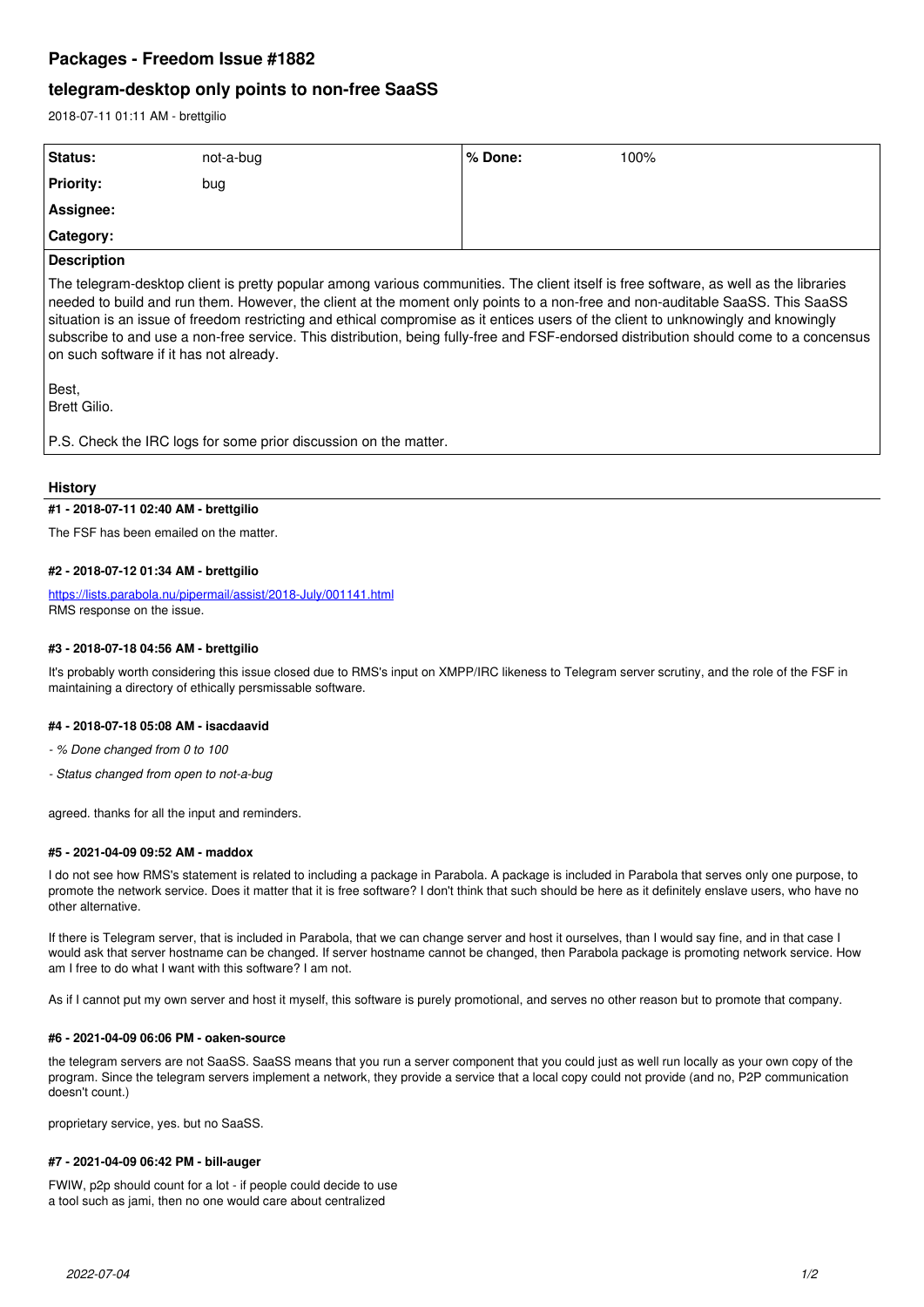# Packages - Freedom Issue #1882

## telegram-desktop only points to non-free SaaSS

2018-07-11 01:11 AM - brettgilio

| Status: | not-a-bug | % Done: | 100% |
| --- | --- | --- | --- |
| Priority: | bug | | |
| Assignee: | | | |
| Category: | | | |

**Description**

The telegram-desktop client is pretty popular among various communities. The client itself is free software, as well as the libraries needed to build and run them. However, the client at the moment only points to a non-free and non-auditable SaaSS. This SaaSS situation is an issue of freedom restricting and ethical compromise as it entices users of the client to unknowingly and knowingly subscribe to and use a non-free service. This distribution, being fully-free and FSF-endorsed distribution should come to a concensus on such software if it has not already.

Best,
Brett Gilio.

P.S. Check the IRC logs for some prior discussion on the matter.

### History

#### #1 - 2018-07-11 02:40 AM - brettgilio

The FSF has been emailed on the matter.

#### #2 - 2018-07-12 01:34 AM - brettgilio

https://lists.parabola.nu/pipermail/assist/2018-July/001141.html
RMS response on the issue.

#### #3 - 2018-07-18 04:56 AM - brettgilio

It's probably worth considering this issue closed due to RMS's input on XMPP/IRC likeness to Telegram server scrutiny, and the role of the FSF in maintaining a directory of ethically persmissable software.

#### #4 - 2018-07-18 05:08 AM - isacdaavid

- *% Done changed from 0 to 100*
- *Status changed from open to not-a-bug*

agreed. thanks for all the input and reminders.

#### #5 - 2021-04-09 09:52 AM - maddox

I do not see how RMS's statement is related to including a package in Parabola. A package is included in Parabola that serves only one purpose, to promote the network service. Does it matter that it is free software? I don't think that such should be here as it definitely enslave users, who have no other alternative.

If there is Telegram server, that is included in Parabola, that we can change server and host it ourselves, than I would say fine, and in that case I would ask that server hostname can be changed. If server hostname cannot be changed, then Parabola package is promoting network service. How am I free to do what I want with this software? I am not.

As if I cannot put my own server and host it myself, this software is purely promotional, and serves no other reason but to promote that company.

#### #6 - 2021-04-09 06:06 PM - oaken-source

the telegram servers are not SaaSS. SaaSS means that you run a server component that you could just as well run locally as your own copy of the program. Since the telegram servers implement a network, they provide a service that a local copy could not provide (and no, P2P communication doesn't count.)

proprietary service, yes. but no SaaSS.

#### #7 - 2021-04-09 06:42 PM - bill-auger

FWIW, p2p should count for a lot - if people could decide to use
a tool such as jami, then no one would care about centralized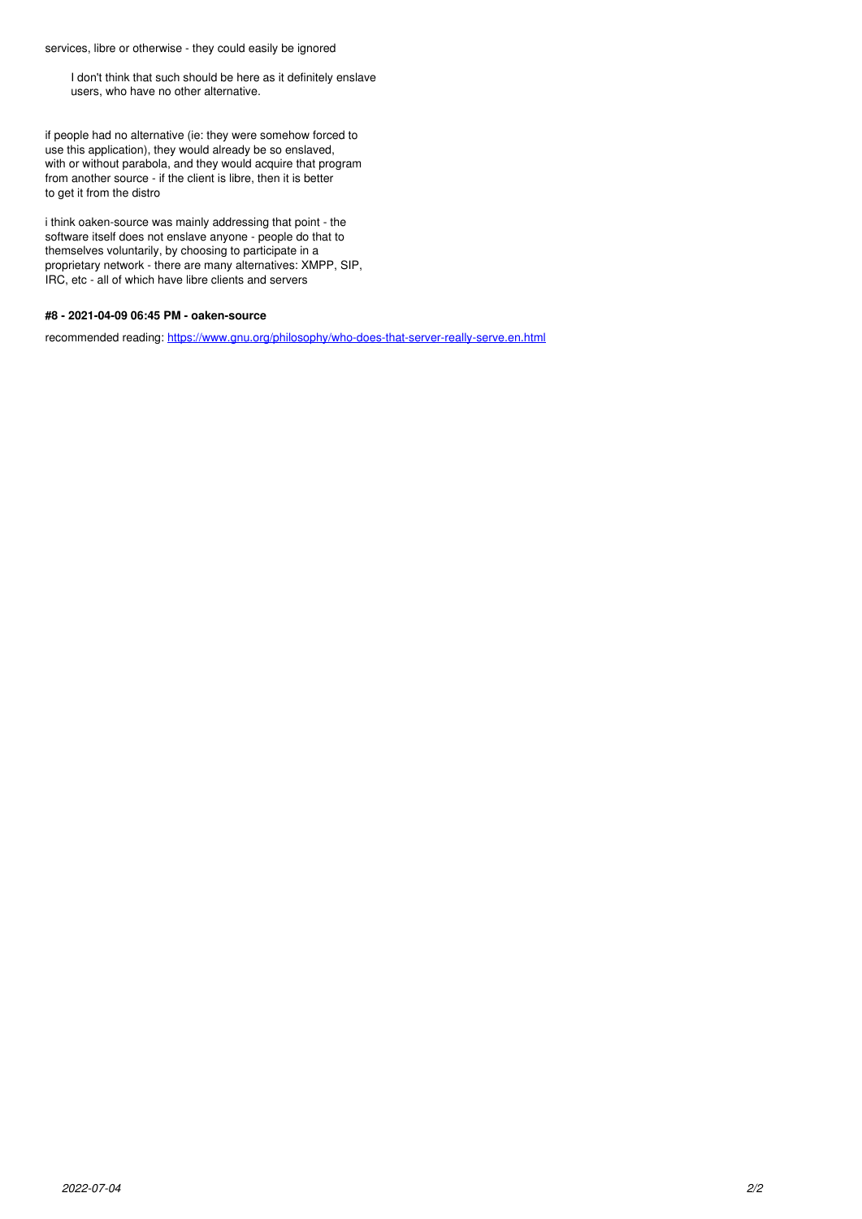services, libre or otherwise - they could easily be ignored

> I don't think that such should be here as it definitely enslave users, who have no other alternative.

if people had no alternative (ie: they were somehow forced to use this application), they would already be so enslaved, with or without parabola, and they would acquire that program from another source - if the client is libre, then it is better to get it from the distro

i think oaken-source was mainly addressing that point - the software itself does not enslave anyone - people do that to themselves voluntarily, by choosing to participate in a proprietary network - there are many alternatives: XMPP, SIP, IRC, etc - all of which have libre clients and servers

#### #8 - 2021-04-09 06:45 PM - oaken-source

recommended reading: [https://www.gnu.org/philosophy/who-does-that-server-really-serve.en.html](https://www.gnu.org/philosophy/who-does-that-server-really-serve.en.html)